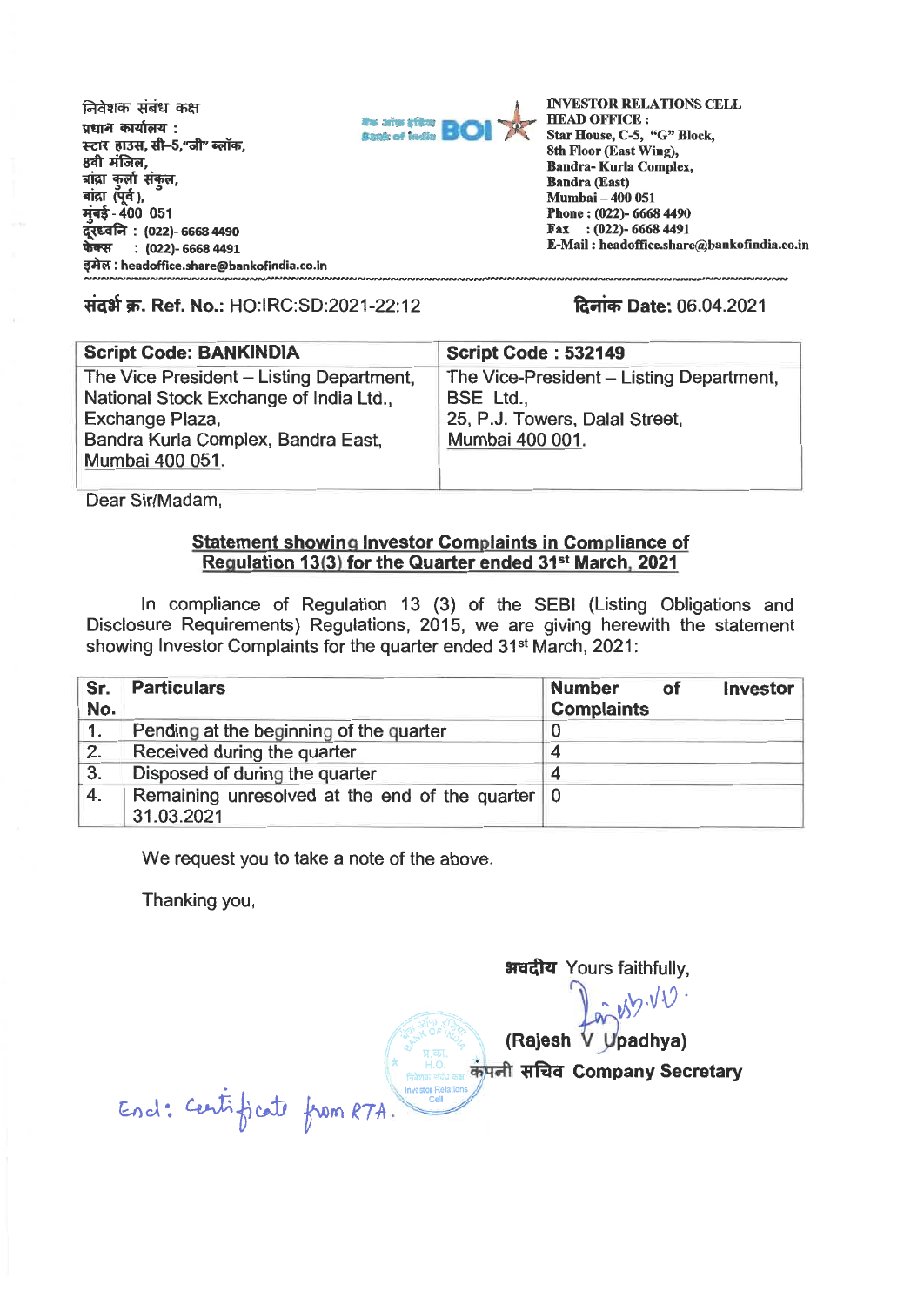निवेशक संबंध कक्ष
प्रधान कार्यालय :
स्टार हाउस, सी-5,"जी" ब्लॉक,
8वी मंजिल,
बांद्रा कुर्ला संकुल,
बांद्रा (पूर्व),
मुंबई - 400 051
दूरध्वनि : (022)- 6668 4490
फेक्स : (022)- 6668 4491
इमेल : headoffice.share@bankofindia.co.in

**INVESTOR RELATIONS CELL**
**HEAD OFFICE :**
**Star House, C-5, "G" Block,**
**8th Floor (East Wing),**
**Bandra- Kurla Complex,**
**Bandra (East)**
**Mumbai – 400 051**
**Phone : (022)- 6668 4490**
**Fax : (022)- 6668 4491**
**E-Mail : headoffice.share@bankofindia.co.in**

**संदर्भ क्र. Ref. No.:** HO:IRC:SD:2021-22:12

**दिनांक Date:** 06.04.2021

| **Script Code: BANKINDIA** | **Script Code : 532149** |
|---|---|
| The Vice President – Listing Department, National Stock Exchange of India Ltd., Exchange Plaza, Bandra Kurla Complex, Bandra East, Mumbai 400 051. | The Vice-President – Listing Department, BSE Ltd., 25, P.J. Towers, Dalal Street, Mumbai 400 001. |

Dear Sir/Madam,

**Statement showing Investor Complaints in Compliance of Regulation 13(3) for the Quarter ended 31st March, 2021**

In compliance of Regulation 13 (3) of the SEBI (Listing Obligations and Disclosure Requirements) Regulations, 2015, we are giving herewith the statement showing Investor Complaints for the quarter ended 31st March, 2021:

| **Sr. No.** | **Particulars** | **Number of Investor Complaints** |
|---|---|---|
| 1. | Pending at the beginning of the quarter | 0 |
| 2. | Received during the quarter | 4 |
| 3. | Disposed of during the quarter | 4 |
| 4. | Remaining unresolved at the end of the quarter 31.03.2021 | 0 |

We request you to take a note of the above.

Thanking you,

**भवदीय** Yours faithfully,

**(Rajesh V Upadhya)**
**कंपनी सचिव Company Secretary**

Encl: Certificate from RTA.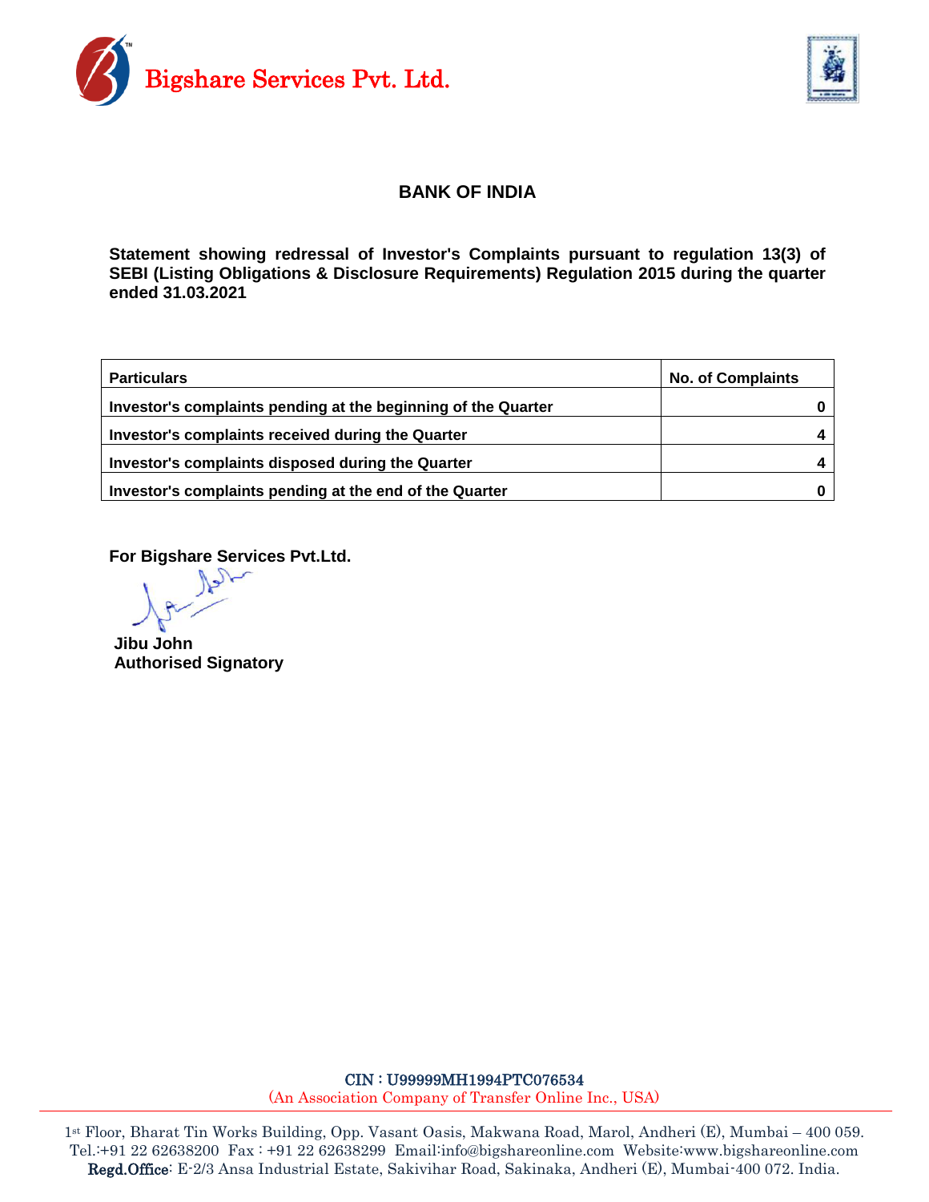Bigshare Services Pvt. Ltd.

## BANK OF INDIA

**Statement showing redressal of Investor's Complaints pursuant to regulation 13(3) of SEBI (Listing Obligations & Disclosure Requirements) Regulation 2015 during the quarter ended 31.03.2021**

| Particulars | No. of Complaints |
|---|---|
| Investor's complaints pending at the beginning of the Quarter | 0 |
| Investor's complaints received during the Quarter | 4 |
| Investor's complaints disposed during the Quarter | 4 |
| Investor's complaints pending at the end of the Quarter | 0 |

**For Bigshare Services Pvt.Ltd.**

**Jibu John**
**Authorised Signatory**

CIN : U99999MH1994PTC076534
(An Association Company of Transfer Online Inc., USA)

1st Floor, Bharat Tin Works Building, Opp. Vasant Oasis, Makwana Road, Marol, Andheri (E), Mumbai – 400 059.
Tel.:+91 22 62638200 Fax : +91 22 62638299 Email:info@bigshareonline.com Website:www.bigshareonline.com
Regd.Office: E-2/3 Ansa Industrial Estate, Sakivihar Road, Sakinaka, Andheri (E), Mumbai-400 072. India.